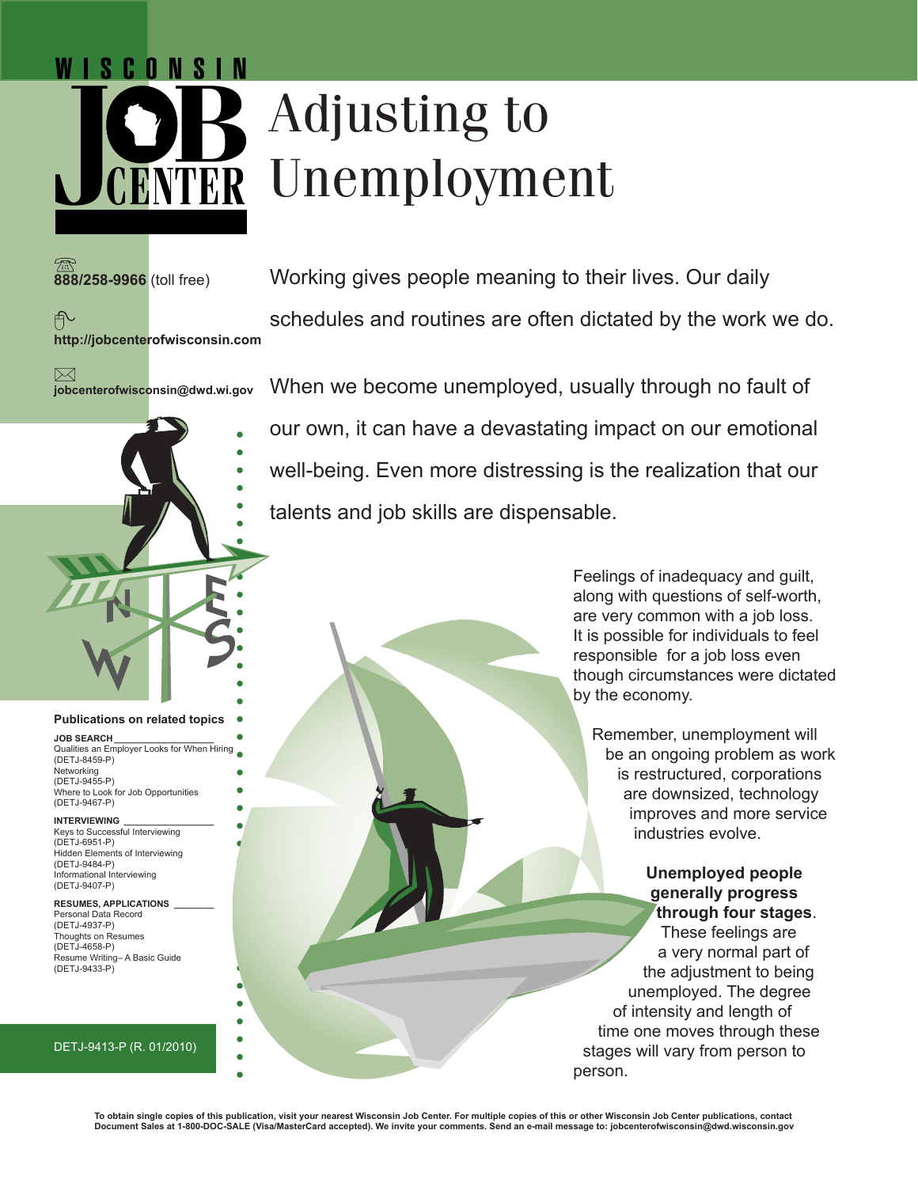WISCONSIN JOB CENTER

# Adjusting to Unemployment

**888/258-9966** (toll free)

**http://jobcenterofwisconsin.com**

**jobcenterofwisconsin@dwd.wi.gov**

Working gives people meaning to their lives. Our daily schedules and routines are often dictated by the work we do.

When we become unemployed, usually through no fault of our own, it can have a devastating impact on our emotional well-being. Even more distressing is the realization that our talents and job skills are dispensable.

Feelings of inadequacy and guilt, along with questions of self-worth, are very common with a job loss. It is possible for individuals to feel responsible for a job loss even though circumstances were dictated by the economy.

Remember, unemployment will be an ongoing problem as work is restructured, corporations are downsized, technology improves and more service industries evolve.

**Unemployed people generally progress through four stages**. These feelings are a very normal part of the adjustment to being unemployed. The degree of intensity and length of time one moves through these stages will vary from person to person.

**Publications on related topics**

**JOB SEARCH**
- Qualities an Employer Looks for When Hiring (DETJ-8459-P)
- Networking (DETJ-9455-P)
- Where to Look for Job Opportunities (DETJ-9467-P)

**INTERVIEWING**
- Keys to Successful Interviewing (DETJ-6951-P)
- Hidden Elements of Interviewing (DETJ-9484-P)
- Informational Interviewing (DETJ-9407-P)

**RESUMES, APPLICATIONS**
- Personal Data Record (DETJ-4937-P)
- Thoughts on Resumes (DETJ-4658-P)
- Resume Writing– A Basic Guide (DETJ-9433-P)

DETJ-9413-P (R. 01/2010)

**To obtain single copies of this publication, visit your nearest Wisconsin Job Center. For multiple copies of this or other Wisconsin Job Center publications, contact Document Sales at 1-800-DOC-SALE (Visa/MasterCard accepted). We invite your comments. Send an e-mail message to: jobcenterofwisconsin@dwd.wisconsin.gov**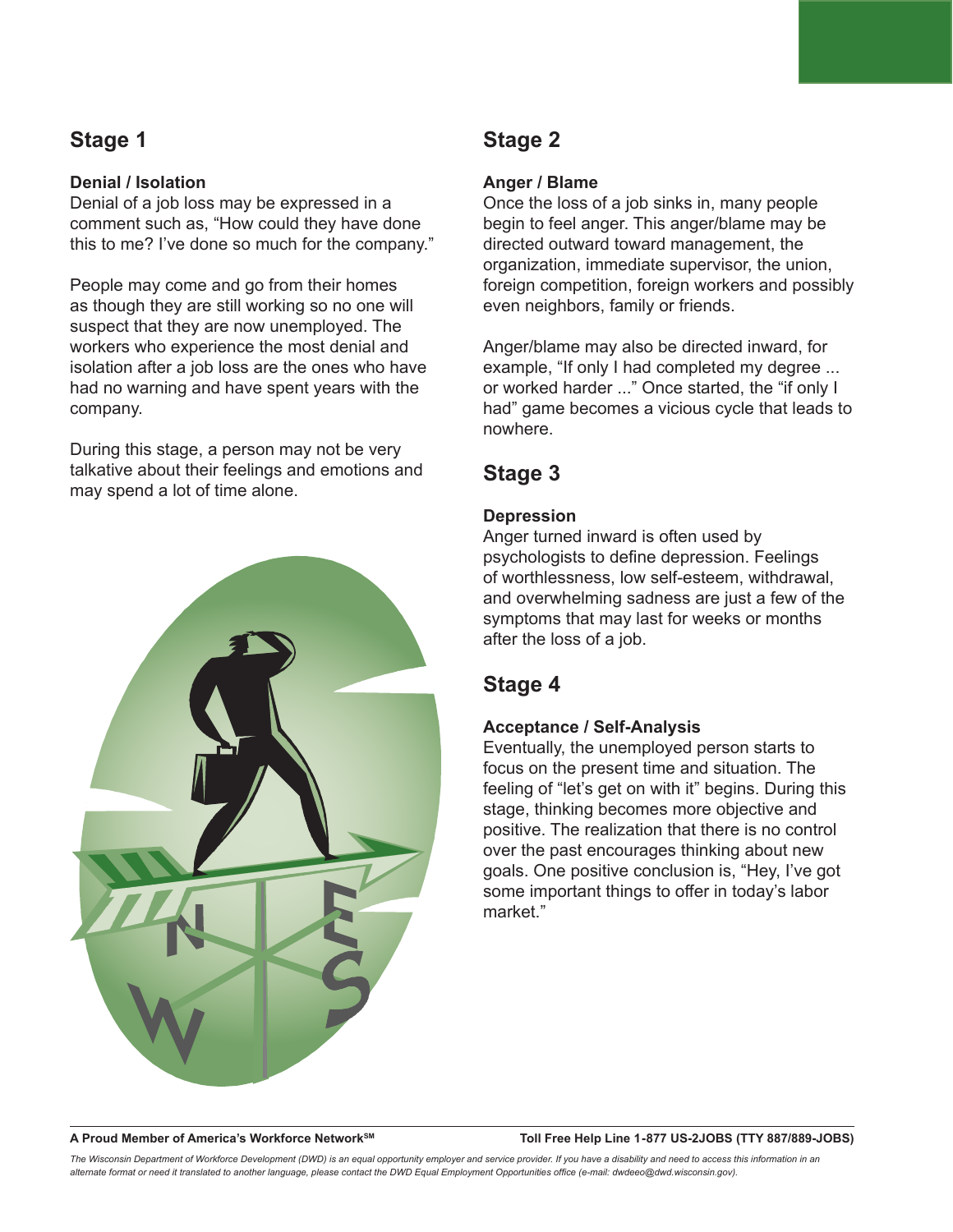## Stage 1

**Denial / Isolation**

Denial of a job loss may be expressed in a comment such as, "How could they have done this to me? I've done so much for the company."

People may come and go from their homes as though they are still working so no one will suspect that they are now unemployed. The workers who experience the most denial and isolation after a job loss are the ones who have had no warning and have spent years with the company.

During this stage, a person may not be very talkative about their feelings and emotions and may spend a lot of time alone.

## Stage 2

**Anger / Blame**

Once the loss of a job sinks in, many people begin to feel anger. This anger/blame may be directed outward toward management, the organization, immediate supervisor, the union, foreign competition, foreign workers and possibly even neighbors, family or friends.

Anger/blame may also be directed inward, for example, "If only I had completed my degree ... or worked harder ..." Once started, the "if only I had" game becomes a vicious cycle that leads to nowhere.

## Stage 3

**Depression**

Anger turned inward is often used by psychologists to define depression. Feelings of worthlessness, low self-esteem, withdrawal, and overwhelming sadness are just a few of the symptoms that may last for weeks or months after the loss of a job.

## Stage 4

**Acceptance / Self-Analysis**

Eventually, the unemployed person starts to focus on the present time and situation. The feeling of "let's get on with it" begins. During this stage, thinking becomes more objective and positive. The realization that there is no control over the past encourages thinking about new goals. One positive conclusion is, "Hey, I've got some important things to offer in today's labor market."

**A Proud Member of America's Workforce Network[SM]** **Toll Free Help Line 1-877 US-2JOBS (TTY 887/889-JOBS)**

*The Wisconsin Department of Workforce Development (DWD) is an equal opportunity employer and service provider. If you have a disability and need to access this information in an alternate format or need it translated to another language, please contact the DWD Equal Employment Opportunities office (e-mail: dwdeeo@dwd.wisconsin.gov).*